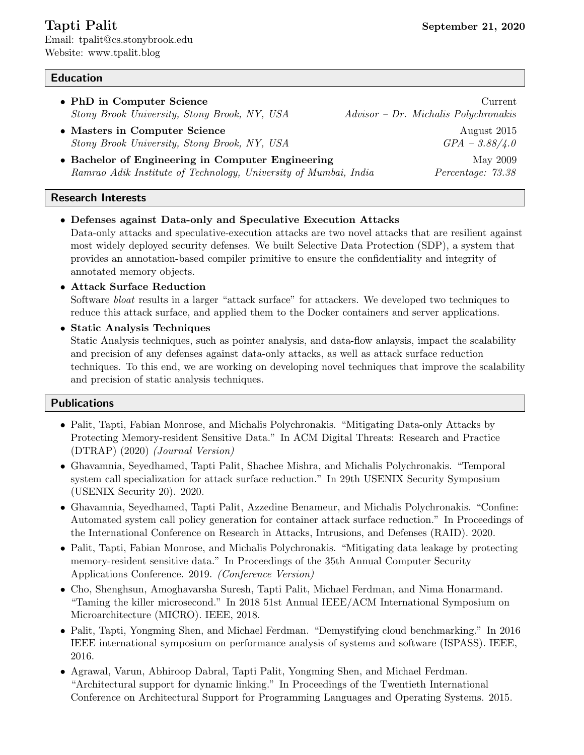# Tapti Palit

**September 21, 2020**

Email: tpalit@cs.stonybrook.edu
Website: www.tpalit.blog

## Education

- **PhD in Computer Science** — Current
  *Stony Brook University, Stony Brook, NY, USA* — *Advisor – Dr. Michalis Polychronakis*
- **Masters in Computer Science** — August 2015
  *Stony Brook University, Stony Brook, NY, USA* — *GPA – 3.88/4.0*
- **Bachelor of Engineering in Computer Engineering** — May 2009
  *Ramrao Adik Institute of Technology, University of Mumbai, India* — *Percentage: 73.38*

## Research Interests

- **Defenses against Data-only and Speculative Execution Attacks**
  Data-only attacks and speculative-execution attacks are two novel attacks that are resilient against most widely deployed security defenses. We built Selective Data Protection (SDP), a system that provides an annotation-based compiler primitive to ensure the confidentiality and integrity of annotated memory objects.
- **Attack Surface Reduction**
  Software *bloat* results in a larger "attack surface" for attackers. We developed two techniques to reduce this attack surface, and applied them to the Docker containers and server applications.
- **Static Analysis Techniques**
  Static Analysis techniques, such as pointer analysis, and data-flow anlaysis, impact the scalability and precision of any defenses against data-only attacks, as well as attack surface reduction techniques. To this end, we are working on developing novel techniques that improve the scalability and precision of static analysis techniques.

## Publications

- Palit, Tapti, Fabian Monrose, and Michalis Polychronakis. "Mitigating Data-only Attacks by Protecting Memory-resident Sensitive Data." In ACM Digital Threats: Research and Practice (DTRAP) (2020) *(Journal Version)*
- Ghavamnia, Seyedhamed, Tapti Palit, Shachee Mishra, and Michalis Polychronakis. "Temporal system call specialization for attack surface reduction." In 29th USENIX Security Symposium (USENIX Security 20). 2020.
- Ghavamnia, Seyedhamed, Tapti Palit, Azzedine Benameur, and Michalis Polychronakis. "Confine: Automated system call policy generation for container attack surface reduction." In Proceedings of the International Conference on Research in Attacks, Intrusions, and Defenses (RAID). 2020.
- Palit, Tapti, Fabian Monrose, and Michalis Polychronakis. "Mitigating data leakage by protecting memory-resident sensitive data." In Proceedings of the 35th Annual Computer Security Applications Conference. 2019. *(Conference Version)*
- Cho, Shenghsun, Amoghavarsha Suresh, Tapti Palit, Michael Ferdman, and Nima Honarmand. "Taming the killer microsecond." In 2018 51st Annual IEEE/ACM International Symposium on Microarchitecture (MICRO). IEEE, 2018.
- Palit, Tapti, Yongming Shen, and Michael Ferdman. "Demystifying cloud benchmarking." In 2016 IEEE international symposium on performance analysis of systems and software (ISPASS). IEEE, 2016.
- Agrawal, Varun, Abhiroop Dabral, Tapti Palit, Yongming Shen, and Michael Ferdman. "Architectural support for dynamic linking." In Proceedings of the Twentieth International Conference on Architectural Support for Programming Languages and Operating Systems. 2015.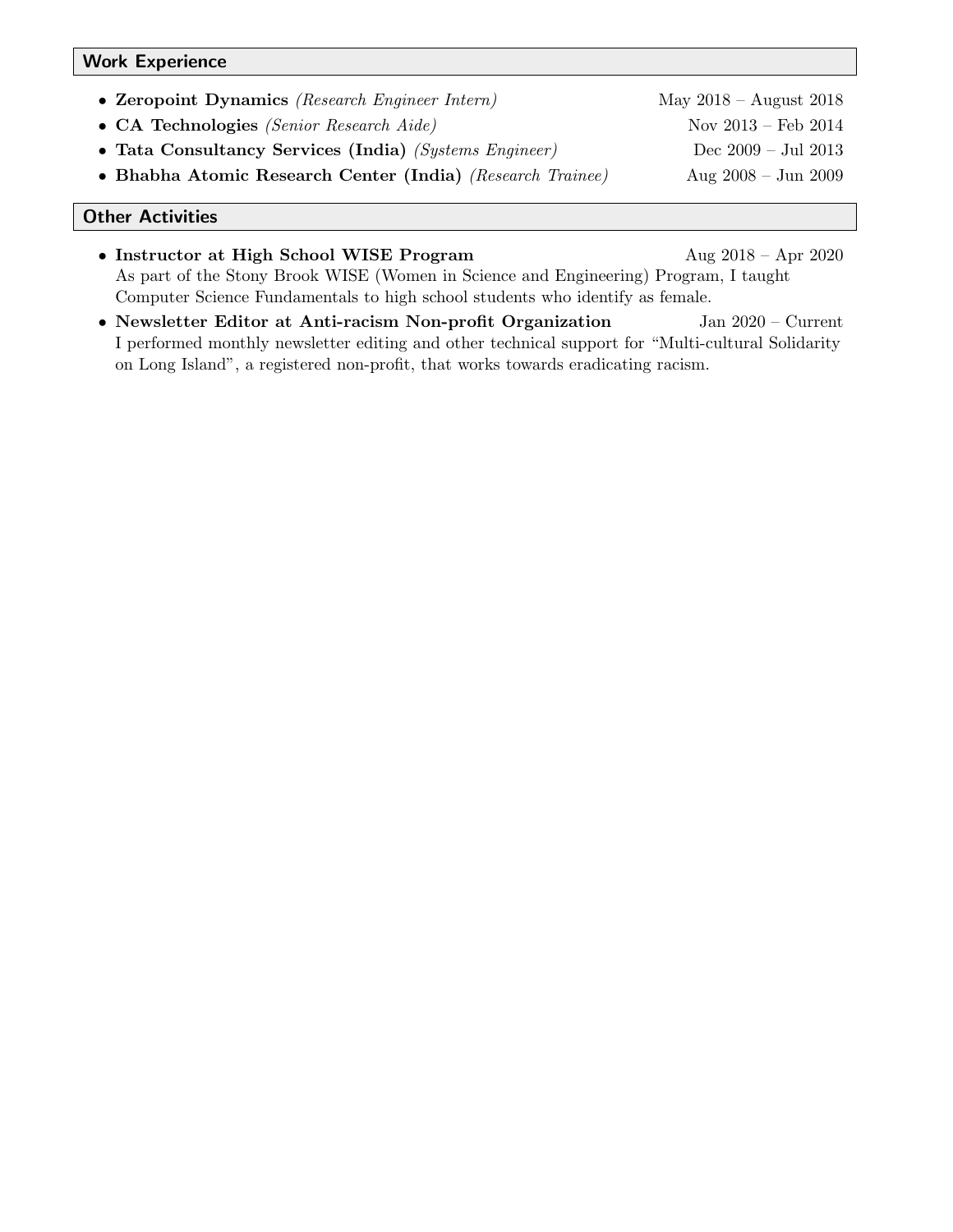## Work Experience

- **Zeropoint Dynamics** *(Research Engineer Intern)* May 2018 – August 2018
- **CA Technologies** *(Senior Research Aide)* Nov 2013 – Feb 2014
- **Tata Consultancy Services (India)** *(Systems Engineer)* Dec 2009 – Jul 2013
- **Bhabha Atomic Research Center (India)** *(Research Trainee)* Aug 2008 – Jun 2009

## Other Activities

- **Instructor at High School WISE Program** Aug 2018 – Apr 2020
  As part of the Stony Brook WISE (Women in Science and Engineering) Program, I taught Computer Science Fundamentals to high school students who identify as female.
- **Newsletter Editor at Anti-racism Non-profit Organization** Jan 2020 – Current
  I performed monthly newsletter editing and other technical support for "Multi-cultural Solidarity on Long Island", a registered non-profit, that works towards eradicating racism.